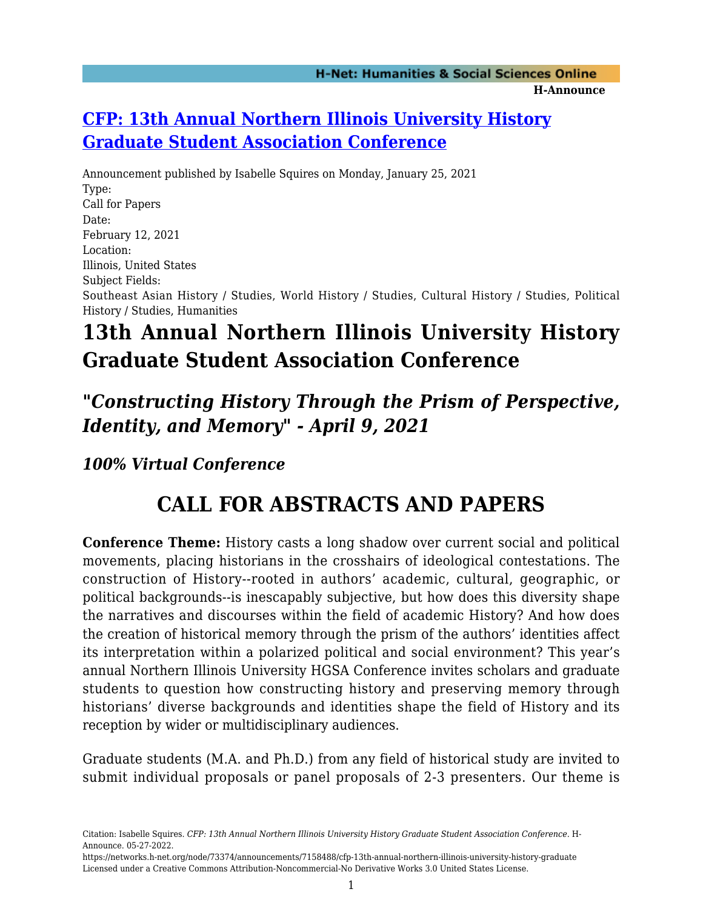# [CFP: 13th Annual Northern Illinois University History Graduate Student Association Conference](#)

Announcement published by Isabelle Squires on Monday, January 25, 2021

Type:
Call for Papers

Date:
February 12, 2021

Location:
Illinois, United States

Subject Fields:
Southeast Asian History / Studies, World History / Studies, Cultural History / Studies, Political History / Studies, Humanities

# 13th Annual Northern Illinois University History Graduate Student Association Conference

## *"Constructing History Through the Prism of Perspective, Identity, and Memory" - April 9, 2021*

### *100% Virtual Conference*

## CALL FOR ABSTRACTS AND PAPERS

**Conference Theme:** History casts a long shadow over current social and political movements, placing historians in the crosshairs of ideological contestations. The construction of History--rooted in authors' academic, cultural, geographic, or political backgrounds--is inescapably subjective, but how does this diversity shape the narratives and discourses within the field of academic History? And how does the creation of historical memory through the prism of the authors' identities affect its interpretation within a polarized political and social environment? This year's annual Northern Illinois University HGSA Conference invites scholars and graduate students to question how constructing history and preserving memory through historians' diverse backgrounds and identities shape the field of History and its reception by wider or multidisciplinary audiences.

Graduate students (M.A. and Ph.D.) from any field of historical study are invited to submit individual proposals or panel proposals of 2-3 presenters. Our theme is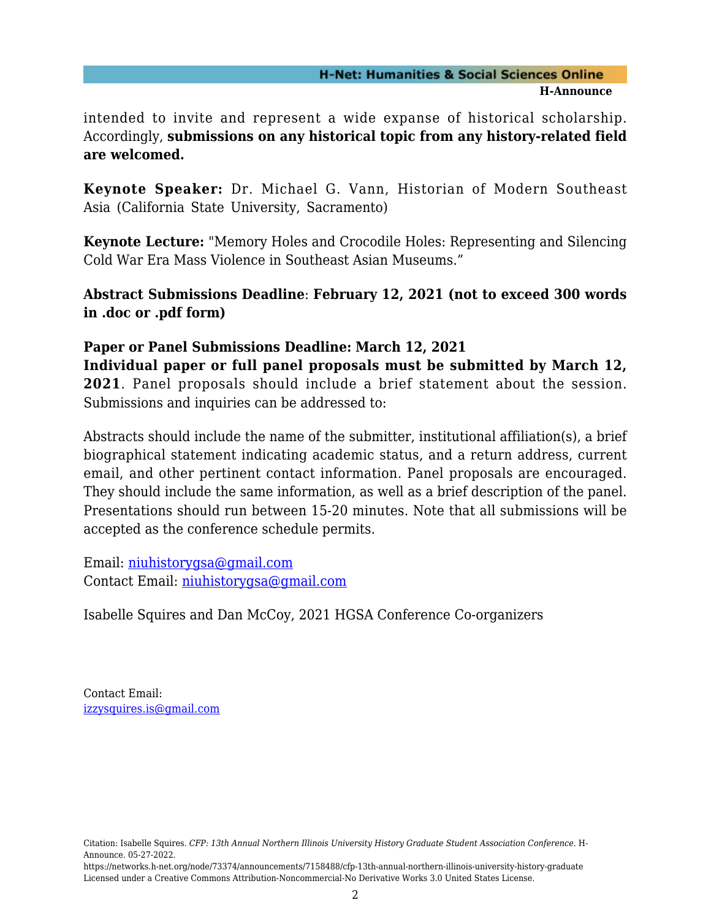intended to invite and represent a wide expanse of historical scholarship. Accordingly, **submissions on any historical topic from any history-related field are welcomed.**

**Keynote Speaker:** Dr. Michael G. Vann, Historian of Modern Southeast Asia (California State University, Sacramento)

**Keynote Lecture:** "Memory Holes and Crocodile Holes: Representing and Silencing Cold War Era Mass Violence in Southeast Asian Museums."

**Abstract Submissions Deadline**: **February 12, 2021 (not to exceed 300 words in .doc or .pdf form)**

**Paper or Panel Submissions Deadline: March 12, 2021**
**Individual paper or full panel proposals must be submitted by March 12, 2021**. Panel proposals should include a brief statement about the session. Submissions and inquiries can be addressed to:

Abstracts should include the name of the submitter, institutional affiliation(s), a brief biographical statement indicating academic status, and a return address, current email, and other pertinent contact information. Panel proposals are encouraged. They should include the same information, as well as a brief description of the panel. Presentations should run between 15-20 minutes. Note that all submissions will be accepted as the conference schedule permits.

Email: niuhistorygsa@gmail.com
Contact Email: niuhistorygsa@gmail.com

Isabelle Squires and Dan McCoy, 2021 HGSA Conference Co-organizers

Contact Email:
izzysquires.is@gmail.com

Citation: Isabelle Squires. *CFP: 13th Annual Northern Illinois University History Graduate Student Association Conference*. H-Announce. 05-27-2022.
https://networks.h-net.org/node/73374/announcements/7158488/cfp-13th-annual-northern-illinois-university-history-graduate
Licensed under a Creative Commons Attribution-Noncommercial-No Derivative Works 3.0 United States License.